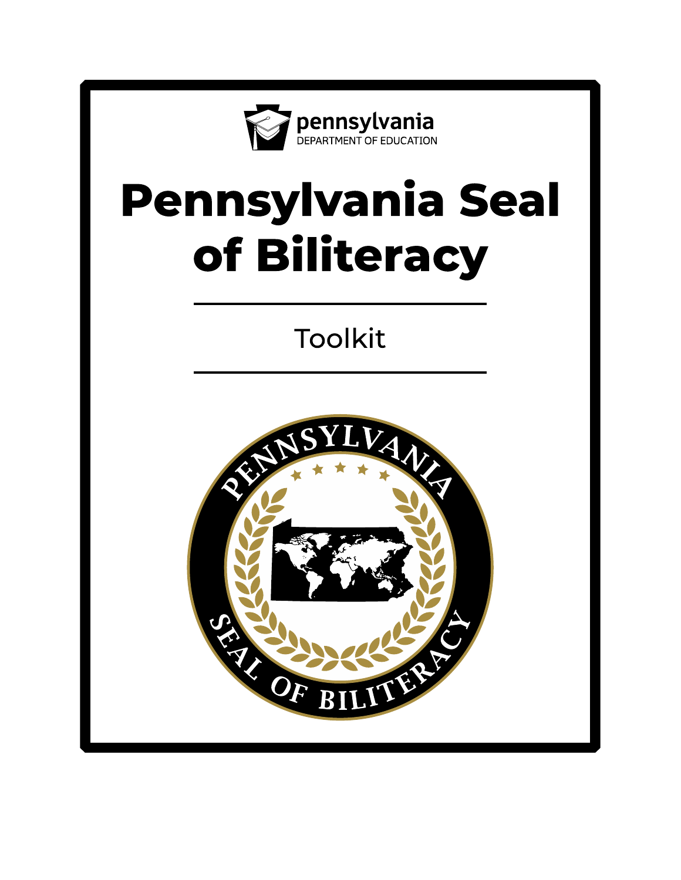pennsylvania
DEPARTMENT OF EDUCATION

# Pennsylvania Seal of Biliteracy

Toolkit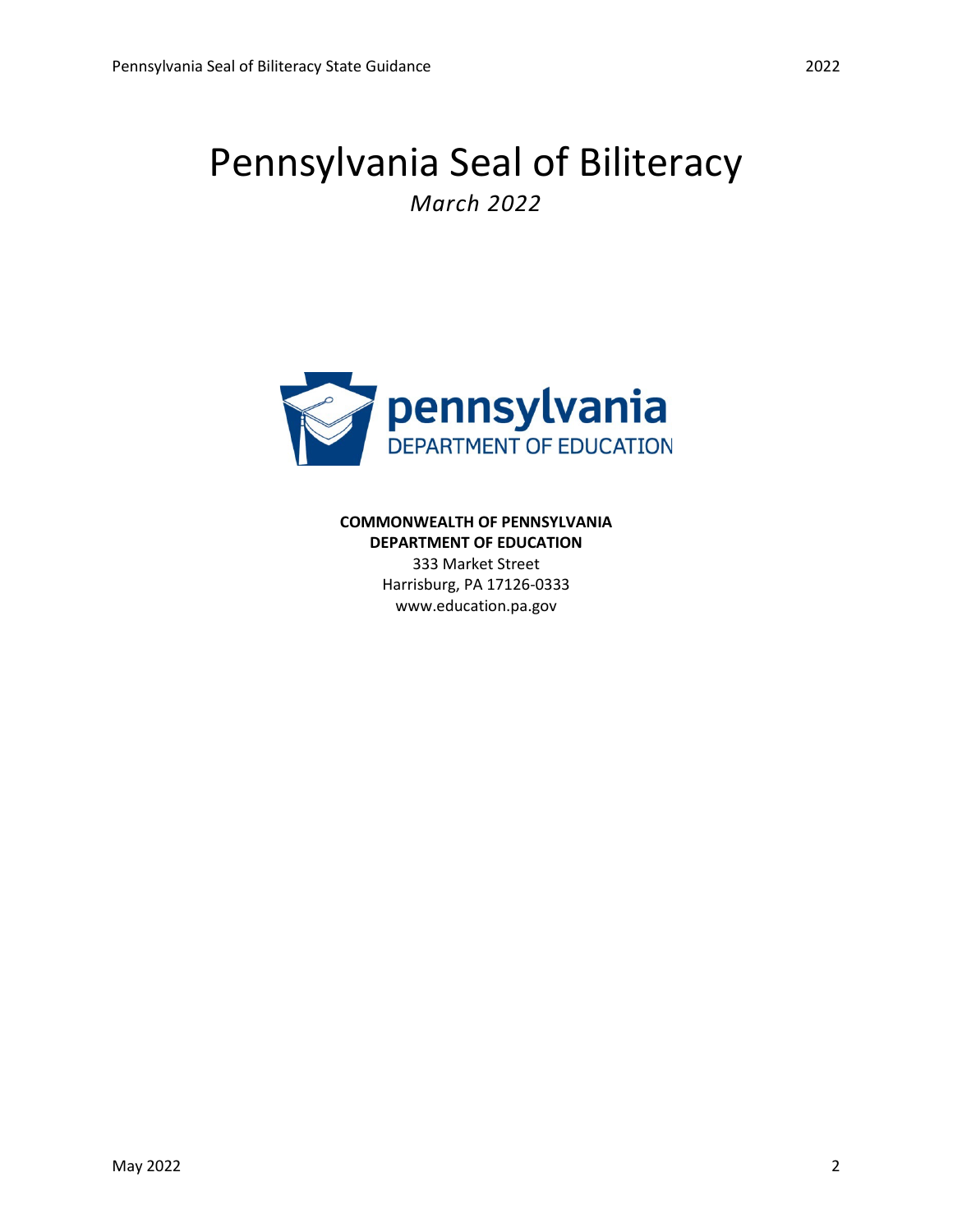# Pennsylvania Seal of Biliteracy

*March 2022*

**COMMONWEALTH OF PENNSYLVANIA**
**DEPARTMENT OF EDUCATION**
333 Market Street
Harrisburg, PA 17126-0333
www.education.pa.gov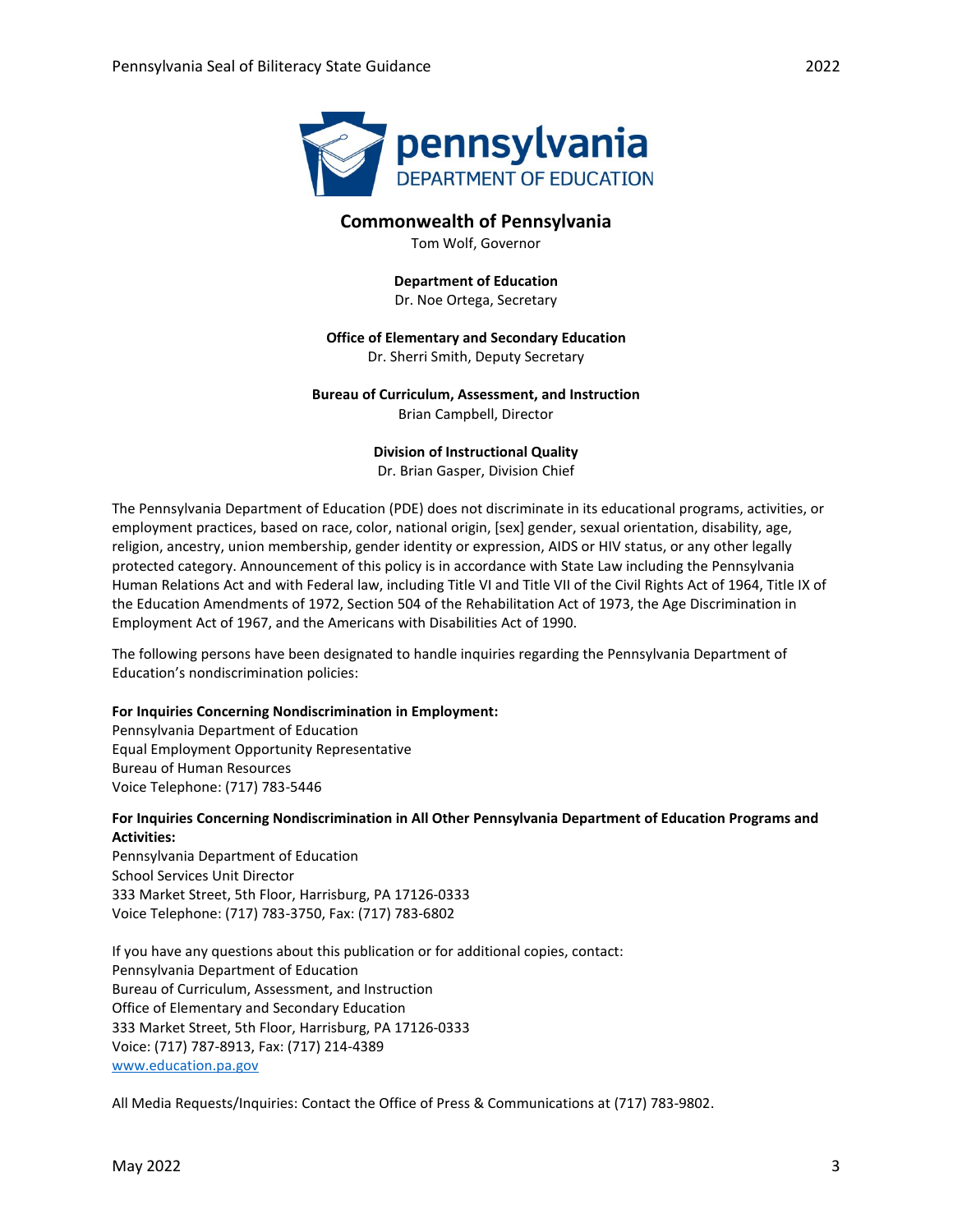**Commonwealth of Pennsylvania**
Tom Wolf, Governor

**Department of Education**
Dr. Noe Ortega, Secretary

**Office of Elementary and Secondary Education**
Dr. Sherri Smith, Deputy Secretary

**Bureau of Curriculum, Assessment, and Instruction**
Brian Campbell, Director

**Division of Instructional Quality**
Dr. Brian Gasper, Division Chief

The Pennsylvania Department of Education (PDE) does not discriminate in its educational programs, activities, or employment practices, based on race, color, national origin, [sex] gender, sexual orientation, disability, age, religion, ancestry, union membership, gender identity or expression, AIDS or HIV status, or any other legally protected category. Announcement of this policy is in accordance with State Law including the Pennsylvania Human Relations Act and with Federal law, including Title VI and Title VII of the Civil Rights Act of 1964, Title IX of the Education Amendments of 1972, Section 504 of the Rehabilitation Act of 1973, the Age Discrimination in Employment Act of 1967, and the Americans with Disabilities Act of 1990.

The following persons have been designated to handle inquiries regarding the Pennsylvania Department of Education's nondiscrimination policies:

**For Inquiries Concerning Nondiscrimination in Employment:**
Pennsylvania Department of Education
Equal Employment Opportunity Representative
Bureau of Human Resources
Voice Telephone: (717) 783-5446

**For Inquiries Concerning Nondiscrimination in All Other Pennsylvania Department of Education Programs and Activities:**
Pennsylvania Department of Education
School Services Unit Director
333 Market Street, 5th Floor, Harrisburg, PA 17126-0333
Voice Telephone: (717) 783-3750, Fax: (717) 783-6802

If you have any questions about this publication or for additional copies, contact:
Pennsylvania Department of Education
Bureau of Curriculum, Assessment, and Instruction
Office of Elementary and Secondary Education
333 Market Street, 5th Floor, Harrisburg, PA 17126-0333
Voice: (717) 787-8913, Fax: (717) 214-4389
[www.education.pa.gov](www.education.pa.gov)

All Media Requests/Inquiries: Contact the Office of Press & Communications at (717) 783-9802.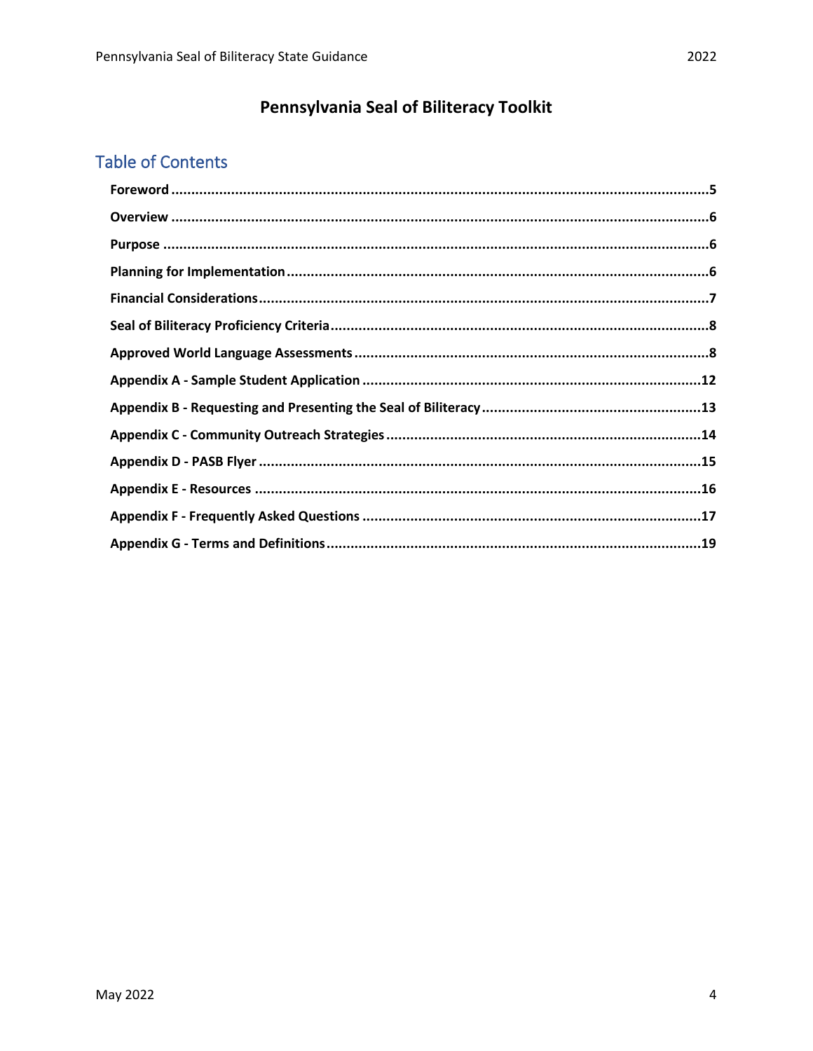# Pennsylvania Seal of Biliteracy Toolkit

## Table of Contents

**Foreword** ..... 5

**Overview** ..... 6

**Purpose** ..... 6

**Planning for Implementation** ..... 6

**Financial Considerations** ..... 7

**Seal of Biliteracy Proficiency Criteria** ..... 8

**Approved World Language Assessments** ..... 8

**Appendix A - Sample Student Application** ..... 12

**Appendix B - Requesting and Presenting the Seal of Biliteracy** ..... 13

**Appendix C - Community Outreach Strategies** ..... 14

**Appendix D - PASB Flyer** ..... 15

**Appendix E - Resources** ..... 16

**Appendix F - Frequently Asked Questions** ..... 17

**Appendix G - Terms and Definitions** ..... 19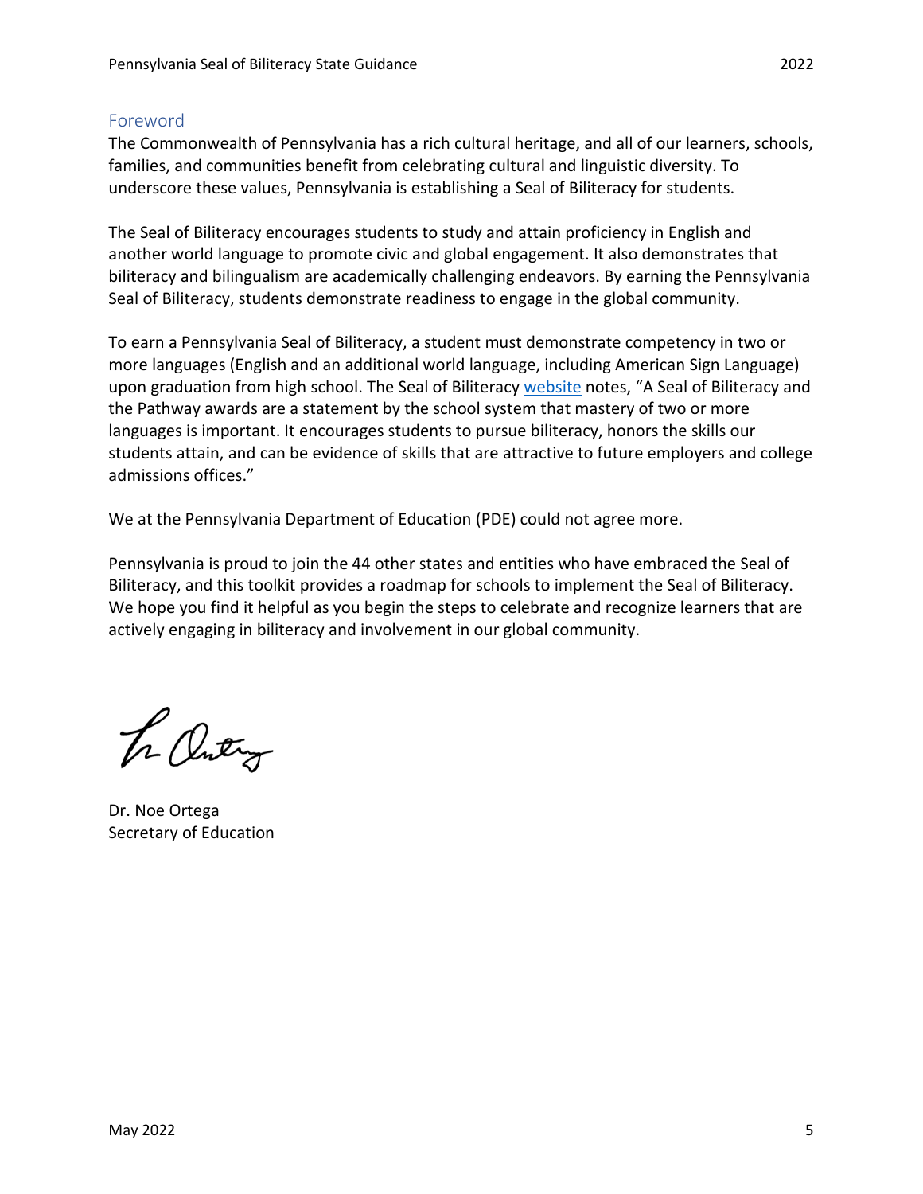## Foreword

The Commonwealth of Pennsylvania has a rich cultural heritage, and all of our learners, schools, families, and communities benefit from celebrating cultural and linguistic diversity. To underscore these values, Pennsylvania is establishing a Seal of Biliteracy for students.

The Seal of Biliteracy encourages students to study and attain proficiency in English and another world language to promote civic and global engagement. It also demonstrates that biliteracy and bilingualism are academically challenging endeavors. By earning the Pennsylvania Seal of Biliteracy, students demonstrate readiness to engage in the global community.

To earn a Pennsylvania Seal of Biliteracy, a student must demonstrate competency in two or more languages (English and an additional world language, including American Sign Language) upon graduation from high school. The Seal of Biliteracy website notes, "A Seal of Biliteracy and the Pathway awards are a statement by the school system that mastery of two or more languages is important. It encourages students to pursue biliteracy, honors the skills our students attain, and can be evidence of skills that are attractive to future employers and college admissions offices."

We at the Pennsylvania Department of Education (PDE) could not agree more.

Pennsylvania is proud to join the 44 other states and entities who have embraced the Seal of Biliteracy, and this toolkit provides a roadmap for schools to implement the Seal of Biliteracy. We hope you find it helpful as you begin the steps to celebrate and recognize learners that are actively engaging in biliteracy and involvement in our global community.

Dr. Noe Ortega
Secretary of Education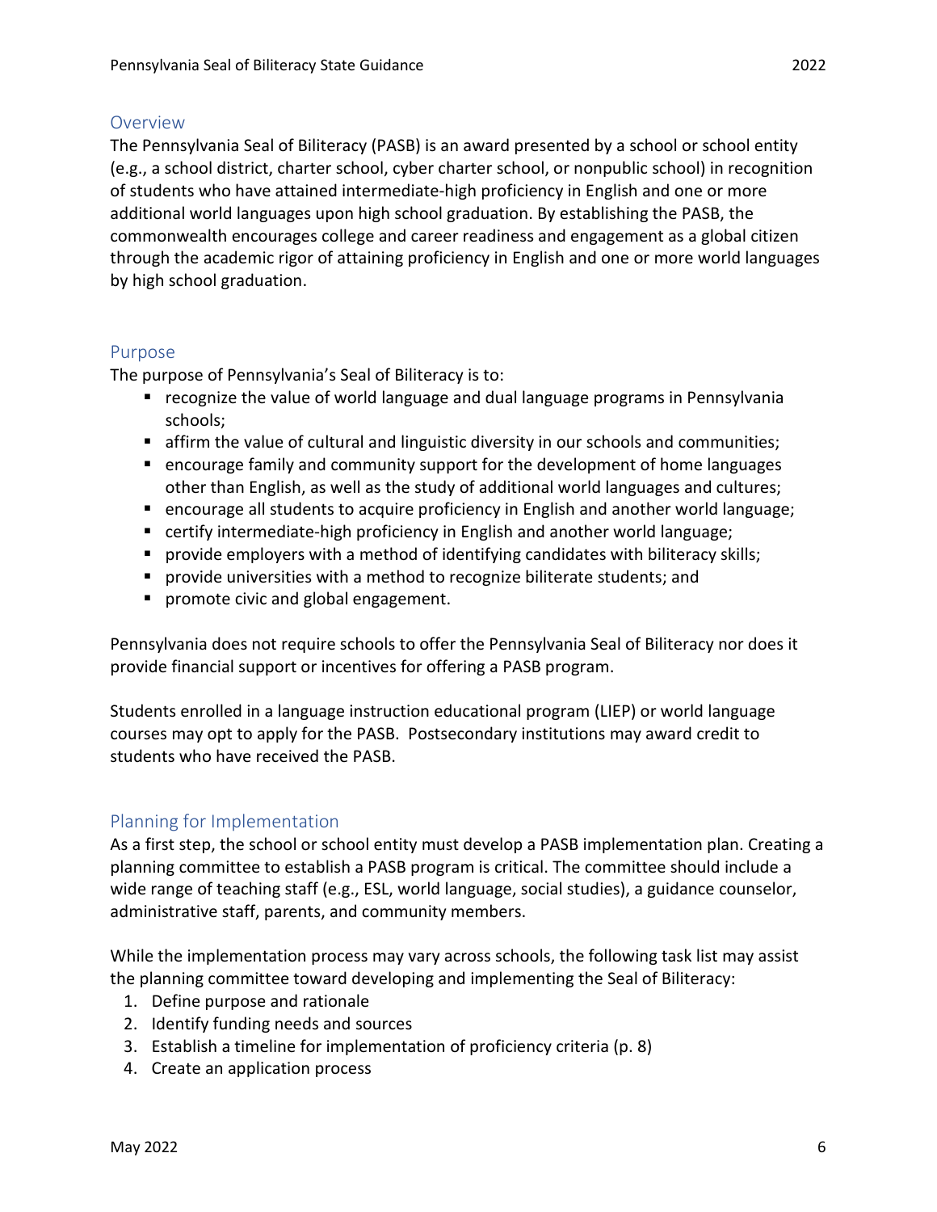## Overview

The Pennsylvania Seal of Biliteracy (PASB) is an award presented by a school or school entity (e.g., a school district, charter school, cyber charter school, or nonpublic school) in recognition of students who have attained intermediate-high proficiency in English and one or more additional world languages upon high school graduation. By establishing the PASB, the commonwealth encourages college and career readiness and engagement as a global citizen through the academic rigor of attaining proficiency in English and one or more world languages by high school graduation.

## Purpose

The purpose of Pennsylvania's Seal of Biliteracy is to:

- recognize the value of world language and dual language programs in Pennsylvania schools;
- affirm the value of cultural and linguistic diversity in our schools and communities;
- encourage family and community support for the development of home languages other than English, as well as the study of additional world languages and cultures;
- encourage all students to acquire proficiency in English and another world language;
- certify intermediate-high proficiency in English and another world language;
- provide employers with a method of identifying candidates with biliteracy skills;
- provide universities with a method to recognize biliterate students; and
- promote civic and global engagement.

Pennsylvania does not require schools to offer the Pennsylvania Seal of Biliteracy nor does it provide financial support or incentives for offering a PASB program.

Students enrolled in a language instruction educational program (LIEP) or world language courses may opt to apply for the PASB. Postsecondary institutions may award credit to students who have received the PASB.

## Planning for Implementation

As a first step, the school or school entity must develop a PASB implementation plan. Creating a planning committee to establish a PASB program is critical. The committee should include a wide range of teaching staff (e.g., ESL, world language, social studies), a guidance counselor, administrative staff, parents, and community members.

While the implementation process may vary across schools, the following task list may assist the planning committee toward developing and implementing the Seal of Biliteracy:

1. Define purpose and rationale
2. Identify funding needs and sources
3. Establish a timeline for implementation of proficiency criteria (p. 8)
4. Create an application process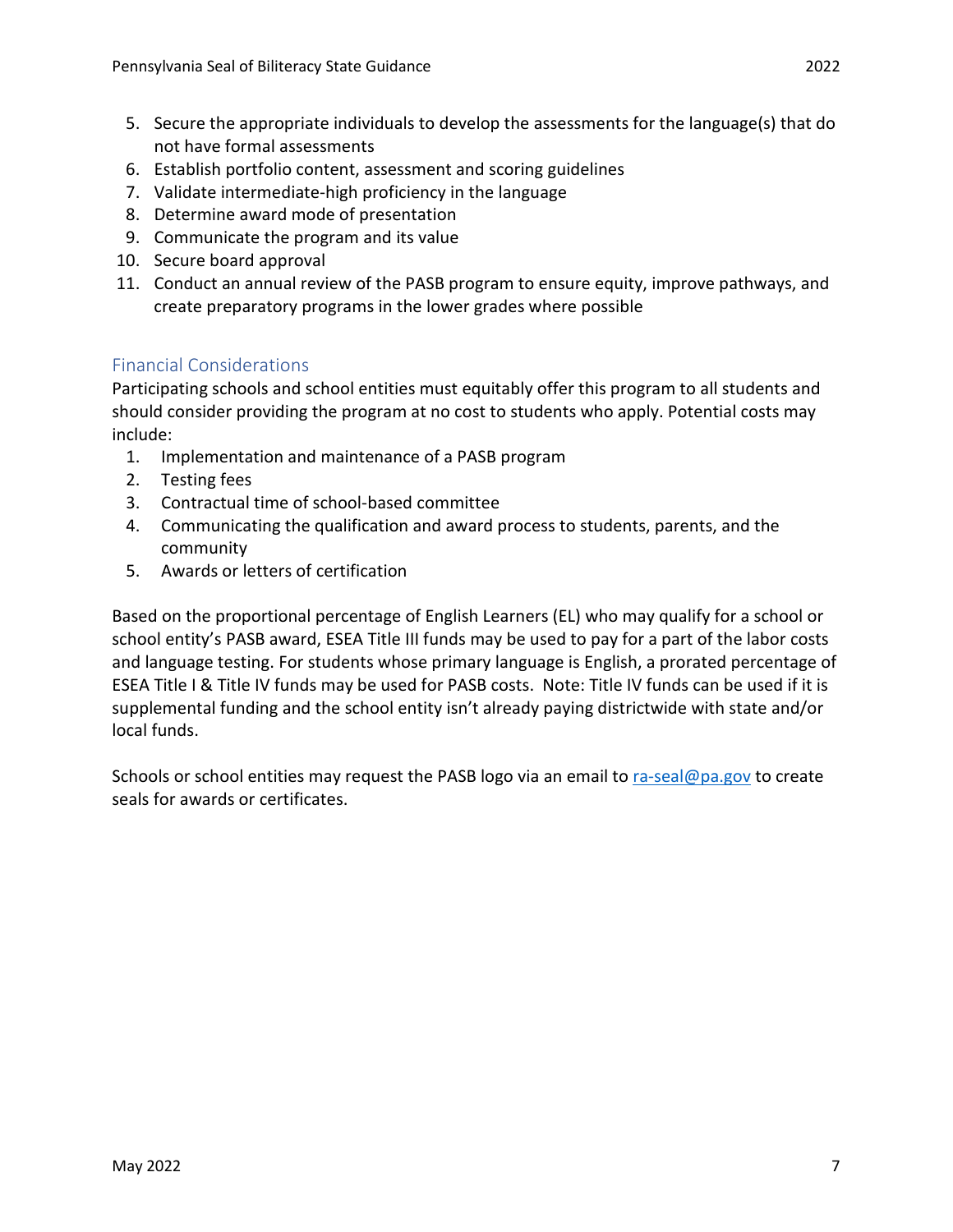5. Secure the appropriate individuals to develop the assessments for the language(s) that do not have formal assessments
6. Establish portfolio content, assessment and scoring guidelines
7. Validate intermediate-high proficiency in the language
8. Determine award mode of presentation
9. Communicate the program and its value
10. Secure board approval
11. Conduct an annual review of the PASB program to ensure equity, improve pathways, and create preparatory programs in the lower grades where possible

## Financial Considerations

Participating schools and school entities must equitably offer this program to all students and should consider providing the program at no cost to students who apply. Potential costs may include:

1. Implementation and maintenance of a PASB program
2. Testing fees
3. Contractual time of school-based committee
4. Communicating the qualification and award process to students, parents, and the community
5. Awards or letters of certification

Based on the proportional percentage of English Learners (EL) who may qualify for a school or school entity's PASB award, ESEA Title III funds may be used to pay for a part of the labor costs and language testing. For students whose primary language is English, a prorated percentage of ESEA Title I & Title IV funds may be used for PASB costs. Note: Title IV funds can be used if it is supplemental funding and the school entity isn't already paying districtwide with state and/or local funds.

Schools or school entities may request the PASB logo via an email to [ra-seal@pa.gov](mailto:ra-seal@pa.gov) to create seals for awards or certificates.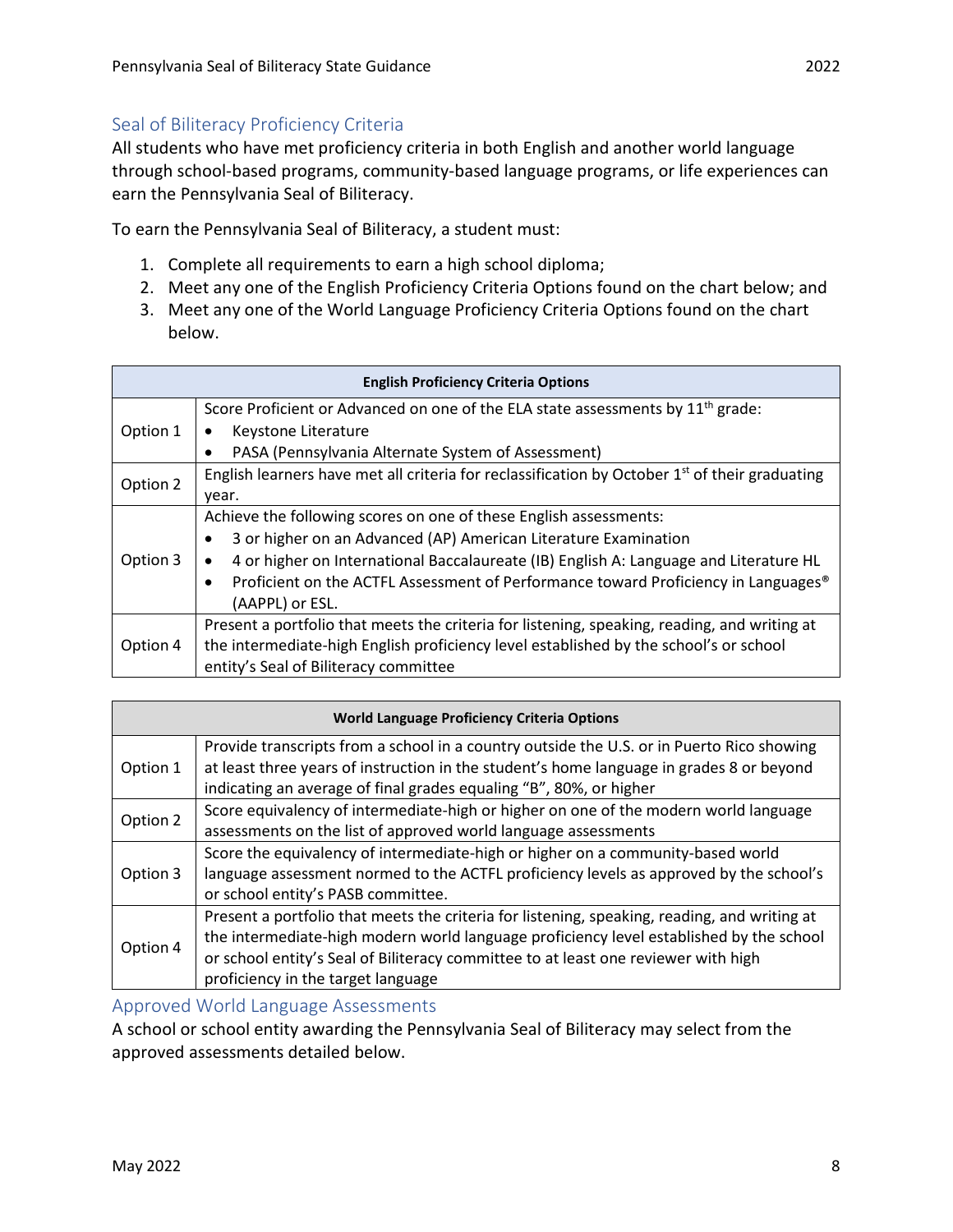## Seal of Biliteracy Proficiency Criteria

All students who have met proficiency criteria in both English and another world language through school-based programs, community-based language programs, or life experiences can earn the Pennsylvania Seal of Biliteracy.

To earn the Pennsylvania Seal of Biliteracy, a student must:

1. Complete all requirements to earn a high school diploma;
2. Meet any one of the English Proficiency Criteria Options found on the chart below; and
3. Meet any one of the World Language Proficiency Criteria Options found on the chart below.

| English Proficiency Criteria Options | |
|---|---|
| Option 1 | Score Proficient or Advanced on one of the ELA state assessments by 11th grade:<br>• Keystone Literature<br>• PASA (Pennsylvania Alternate System of Assessment) |
| Option 2 | English learners have met all criteria for reclassification by October 1st of their graduating year. |
| Option 3 | Achieve the following scores on one of these English assessments:<br>• 3 or higher on an Advanced (AP) American Literature Examination<br>• 4 or higher on International Baccalaureate (IB) English A: Language and Literature HL<br>• Proficient on the ACTFL Assessment of Performance toward Proficiency in Languages® (AAPPL) or ESL. |
| Option 4 | Present a portfolio that meets the criteria for listening, speaking, reading, and writing at the intermediate-high English proficiency level established by the school's or school entity's Seal of Biliteracy committee |

| World Language Proficiency Criteria Options | |
|---|---|
| Option 1 | Provide transcripts from a school in a country outside the U.S. or in Puerto Rico showing at least three years of instruction in the student's home language in grades 8 or beyond indicating an average of final grades equaling "B", 80%, or higher |
| Option 2 | Score equivalency of intermediate-high or higher on one of the modern world language assessments on the list of approved world language assessments |
| Option 3 | Score the equivalency of intermediate-high or higher on a community-based world language assessment normed to the ACTFL proficiency levels as approved by the school's or school entity's PASB committee. |
| Option 4 | Present a portfolio that meets the criteria for listening, speaking, reading, and writing at the intermediate-high modern world language proficiency level established by the school or school entity's Seal of Biliteracy committee to at least one reviewer with high proficiency in the target language |

## Approved World Language Assessments

A school or school entity awarding the Pennsylvania Seal of Biliteracy may select from the approved assessments detailed below.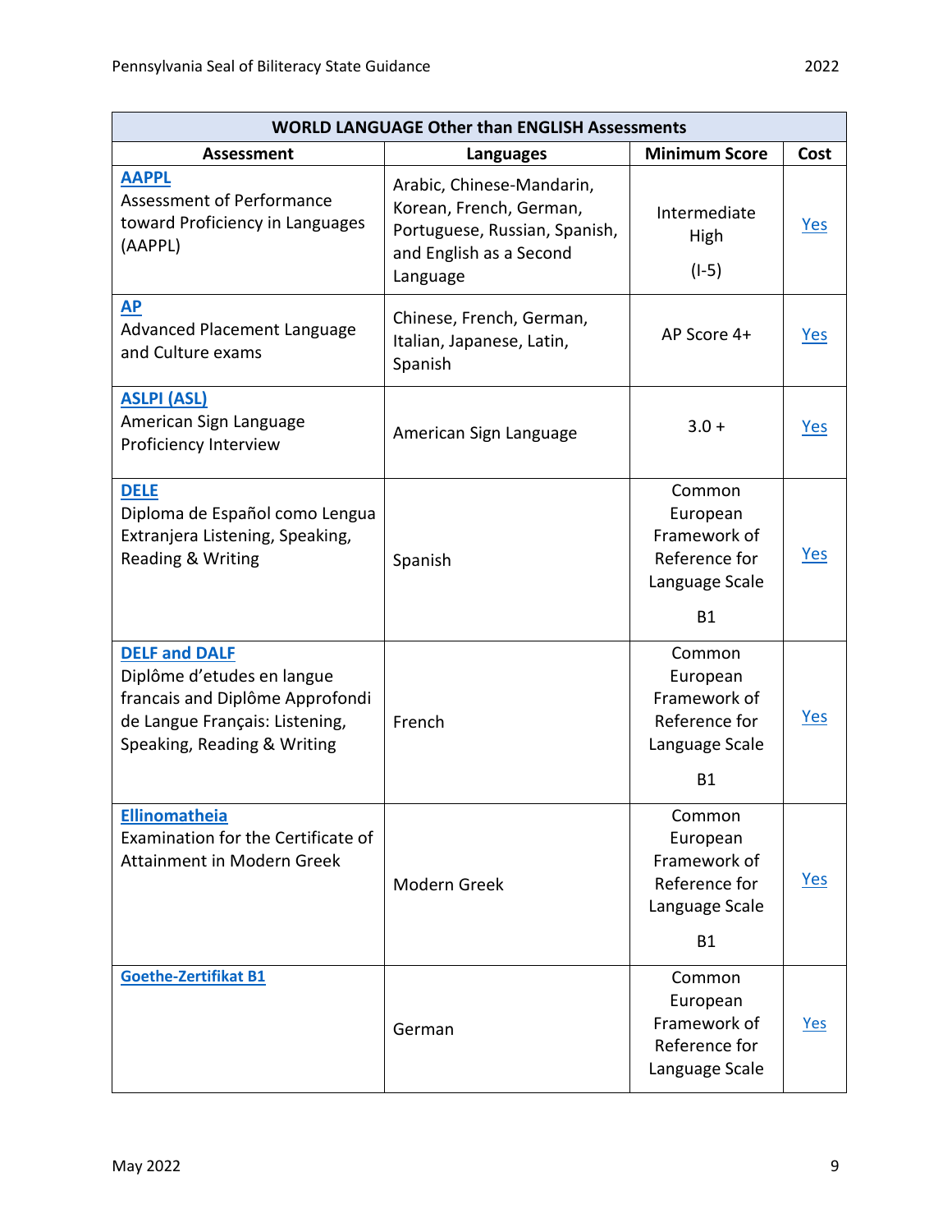| WORLD LANGUAGE Other than ENGLISH Assessments | | | |
|---|---|---|---|
| **Assessment** | **Languages** | **Minimum Score** | **Cost** |
| **AAPPL** Assessment of Performance toward Proficiency in Languages (AAPPL) | Arabic, Chinese-Mandarin, Korean, French, German, Portuguese, Russian, Spanish, and English as a Second Language | Intermediate High (I-5) | Yes |
| **AP** Advanced Placement Language and Culture exams | Chinese, French, German, Italian, Japanese, Latin, Spanish | AP Score 4+ | Yes |
| **ASLPI (ASL)** American Sign Language Proficiency Interview | American Sign Language | 3.0 + | Yes |
| **DELE** Diploma de Español como Lengua Extranjera Listening, Speaking, Reading & Writing | Spanish | Common European Framework of Reference for Language Scale B1 | Yes |
| **DELF and DALF** Diplôme d'etudes en langue francais and Diplôme Approfondi de Langue Français: Listening, Speaking, Reading & Writing | French | Common European Framework of Reference for Language Scale B1 | Yes |
| **Ellinomatheia** Examination for the Certificate of Attainment in Modern Greek | Modern Greek | Common European Framework of Reference for Language Scale B1 | Yes |
| **Goethe-Zertifikat B1** | German | Common European Framework of Reference for Language Scale | Yes |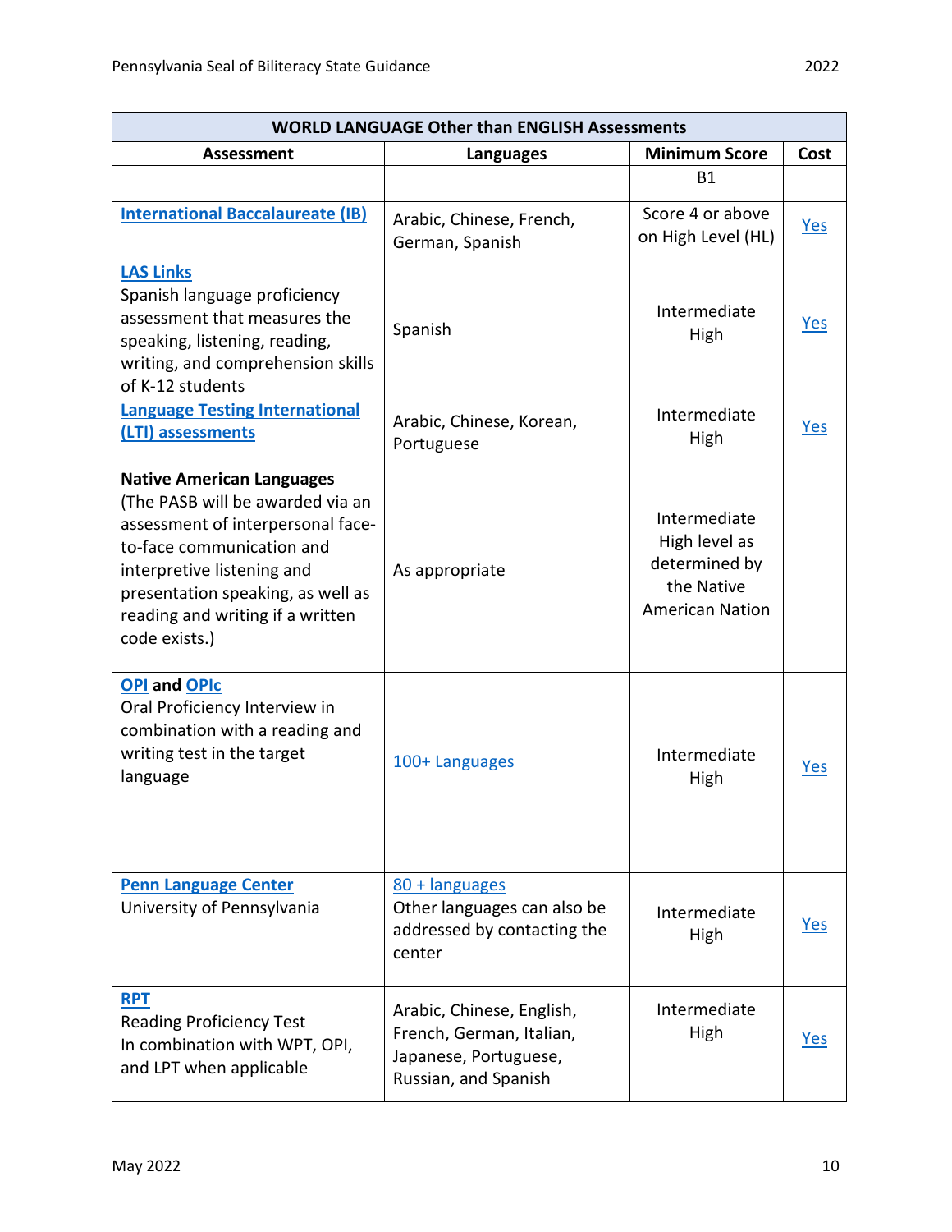| WORLD LANGUAGE Other than ENGLISH Assessments | | | |
|---|---|---|---|
| **Assessment** | **Languages** | **Minimum Score** | **Cost** |
| | | B1 | |
| **International Baccalaureate (IB)** | Arabic, Chinese, French, German, Spanish | Score 4 or above on High Level (HL) | Yes |
| **LAS Links** Spanish language proficiency assessment that measures the speaking, listening, reading, writing, and comprehension skills of K-12 students | Spanish | Intermediate High | Yes |
| **Language Testing International (LTI) assessments** | Arabic, Chinese, Korean, Portuguese | Intermediate High | Yes |
| **Native American Languages** (The PASB will be awarded via an assessment of interpersonal face-to-face communication and interpretive listening and presentation speaking, as well as reading and writing if a written code exists.) | As appropriate | Intermediate High level as determined by the Native American Nation | |
| **OPI** and **OPIc** Oral Proficiency Interview in combination with a reading and writing test in the target language | 100+ Languages | Intermediate High | Yes |
| **Penn Language Center** University of Pennsylvania | 80 + languages Other languages can also be addressed by contacting the center | Intermediate High | Yes |
| **RPT** Reading Proficiency Test In combination with WPT, OPI, and LPT when applicable | Arabic, Chinese, English, French, German, Italian, Japanese, Portuguese, Russian, and Spanish | Intermediate High | Yes |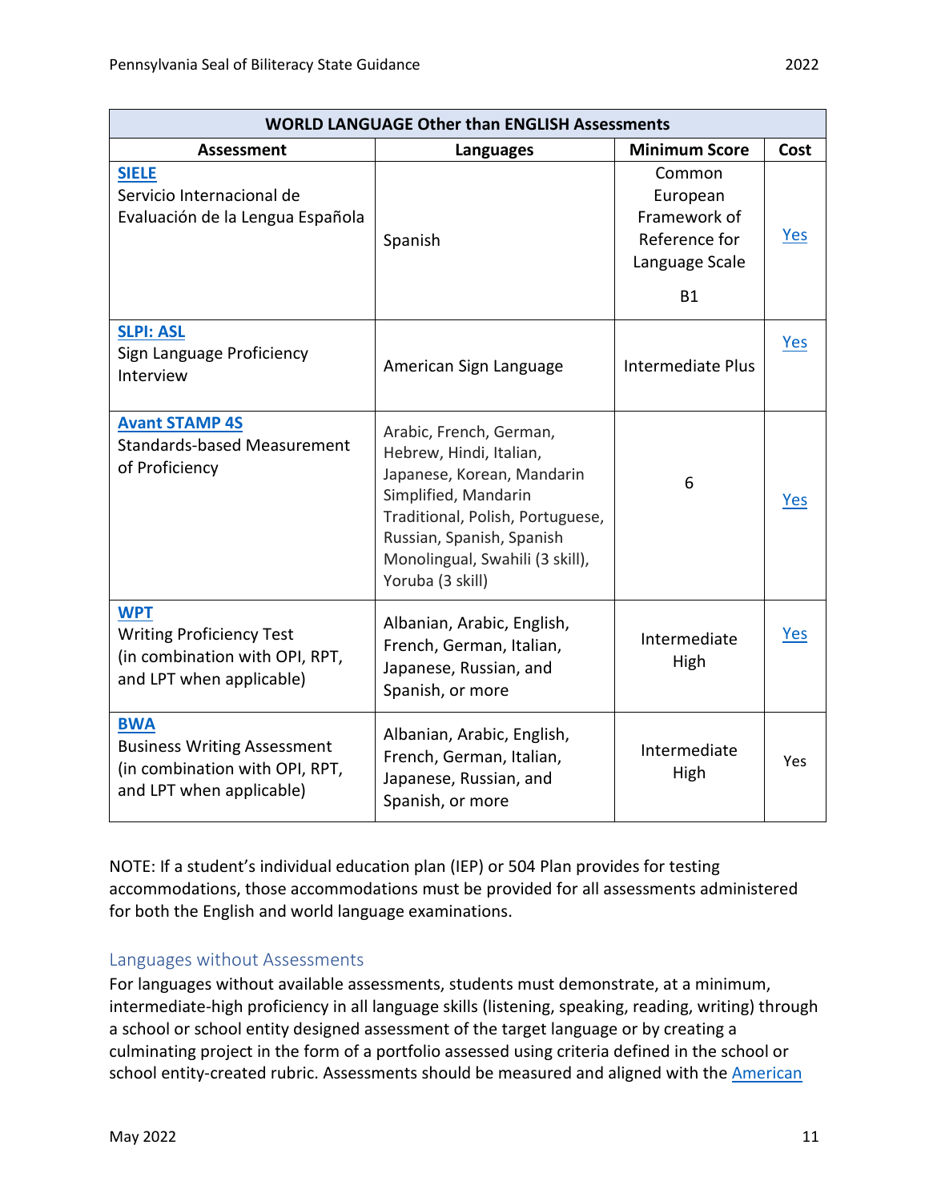| WORLD LANGUAGE Other than ENGLISH Assessments | | | |
|---|---|---|---|
| **Assessment** | **Languages** | **Minimum Score** | **Cost** |
| **SIELE** Servicio Internacional de Evaluación de la Lengua Española | Spanish | Common European Framework of Reference for Language Scale B1 | Yes |
| **SLPI: ASL** Sign Language Proficiency Interview | American Sign Language | Intermediate Plus | Yes |
| **Avant STAMP 4S** Standards-based Measurement of Proficiency | Arabic, French, German, Hebrew, Hindi, Italian, Japanese, Korean, Mandarin Simplified, Mandarin Traditional, Polish, Portuguese, Russian, Spanish, Spanish Monolingual, Swahili (3 skill), Yoruba (3 skill) | 6 | Yes |
| **WPT** Writing Proficiency Test (in combination with OPI, RPT, and LPT when applicable) | Albanian, Arabic, English, French, German, Italian, Japanese, Russian, and Spanish, or more | Intermediate High | Yes |
| **BWA** Business Writing Assessment (in combination with OPI, RPT, and LPT when applicable) | Albanian, Arabic, English, French, German, Italian, Japanese, Russian, and Spanish, or more | Intermediate High | Yes |

NOTE: If a student's individual education plan (IEP) or 504 Plan provides for testing accommodations, those accommodations must be provided for all assessments administered for both the English and world language examinations.

## Languages without Assessments

For languages without available assessments, students must demonstrate, at a minimum, intermediate-high proficiency in all language skills (listening, speaking, reading, writing) through a school or school entity designed assessment of the target language or by creating a culminating project in the form of a portfolio assessed using criteria defined in the school or school entity-created rubric. Assessments should be measured and aligned with the American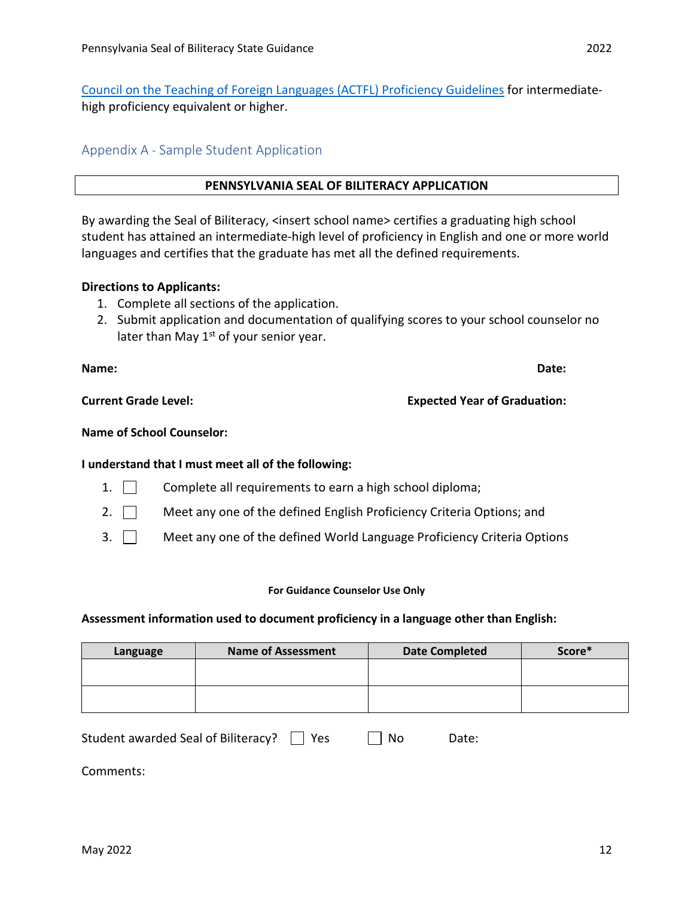[Council on the Teaching of Foreign Languages (ACTFL) Proficiency Guidelines](#) for intermediate-high proficiency equivalent or higher.

## Appendix A - Sample Student Application

**PENNSYLVANIA SEAL OF BILITERACY APPLICATION**

By awarding the Seal of Biliteracy, <insert school name> certifies a graduating high school student has attained an intermediate-high level of proficiency in English and one or more world languages and certifies that the graduate has met all the defined requirements.

**Directions to Applicants:**

1. Complete all sections of the application.
2. Submit application and documentation of qualifying scores to your school counselor no later than May 1st of your senior year.

**Name:** **Date:**

**Current Grade Level:** **Expected Year of Graduation:**

**Name of School Counselor:**

**I understand that I must meet all of the following:**

1. ☐ Complete all requirements to earn a high school diploma;
2. ☐ Meet any one of the defined English Proficiency Criteria Options; and
3. ☐ Meet any one of the defined World Language Proficiency Criteria Options

**For Guidance Counselor Use Only**

**Assessment information used to document proficiency in a language other than English:**

| Language | Name of Assessment | Date Completed | Score* |
|---|---|---|---|
| | | | |
| | | | |

Student awarded Seal of Biliteracy? ☐ Yes ☐ No Date:

Comments: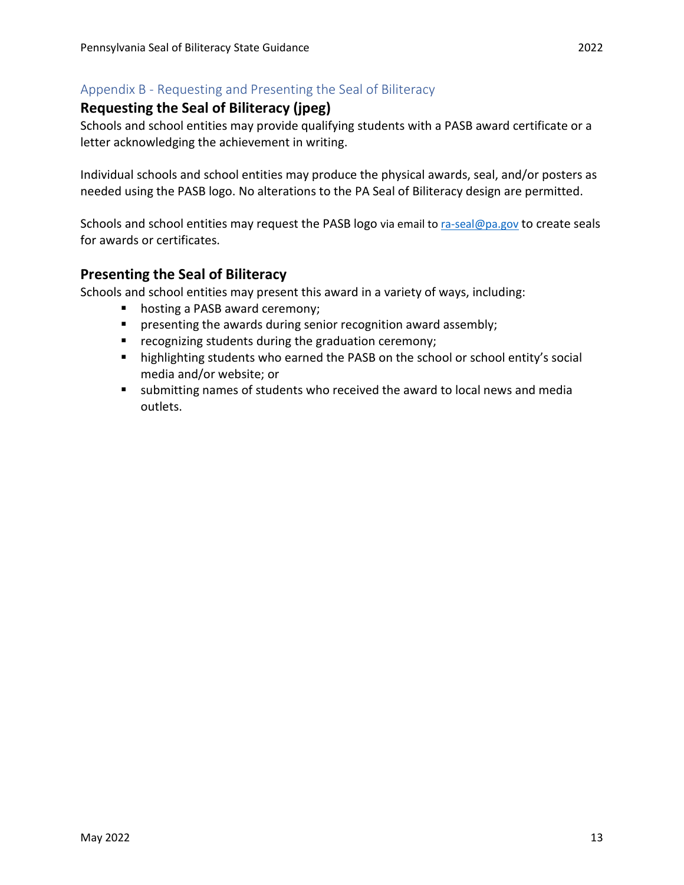## Appendix B - Requesting and Presenting the Seal of Biliteracy

### Requesting the Seal of Biliteracy (jpeg)

Schools and school entities may provide qualifying students with a PASB award certificate or a letter acknowledging the achievement in writing.

Individual schools and school entities may produce the physical awards, seal, and/or posters as needed using the PASB logo. No alterations to the PA Seal of Biliteracy design are permitted.

Schools and school entities may request the PASB logo via email to [ra-seal@pa.gov](mailto:ra-seal@pa.gov) to create seals for awards or certificates.

### Presenting the Seal of Biliteracy

Schools and school entities may present this award in a variety of ways, including:

- hosting a PASB award ceremony;
- presenting the awards during senior recognition award assembly;
- recognizing students during the graduation ceremony;
- highlighting students who earned the PASB on the school or school entity's social media and/or website; or
- submitting names of students who received the award to local news and media outlets.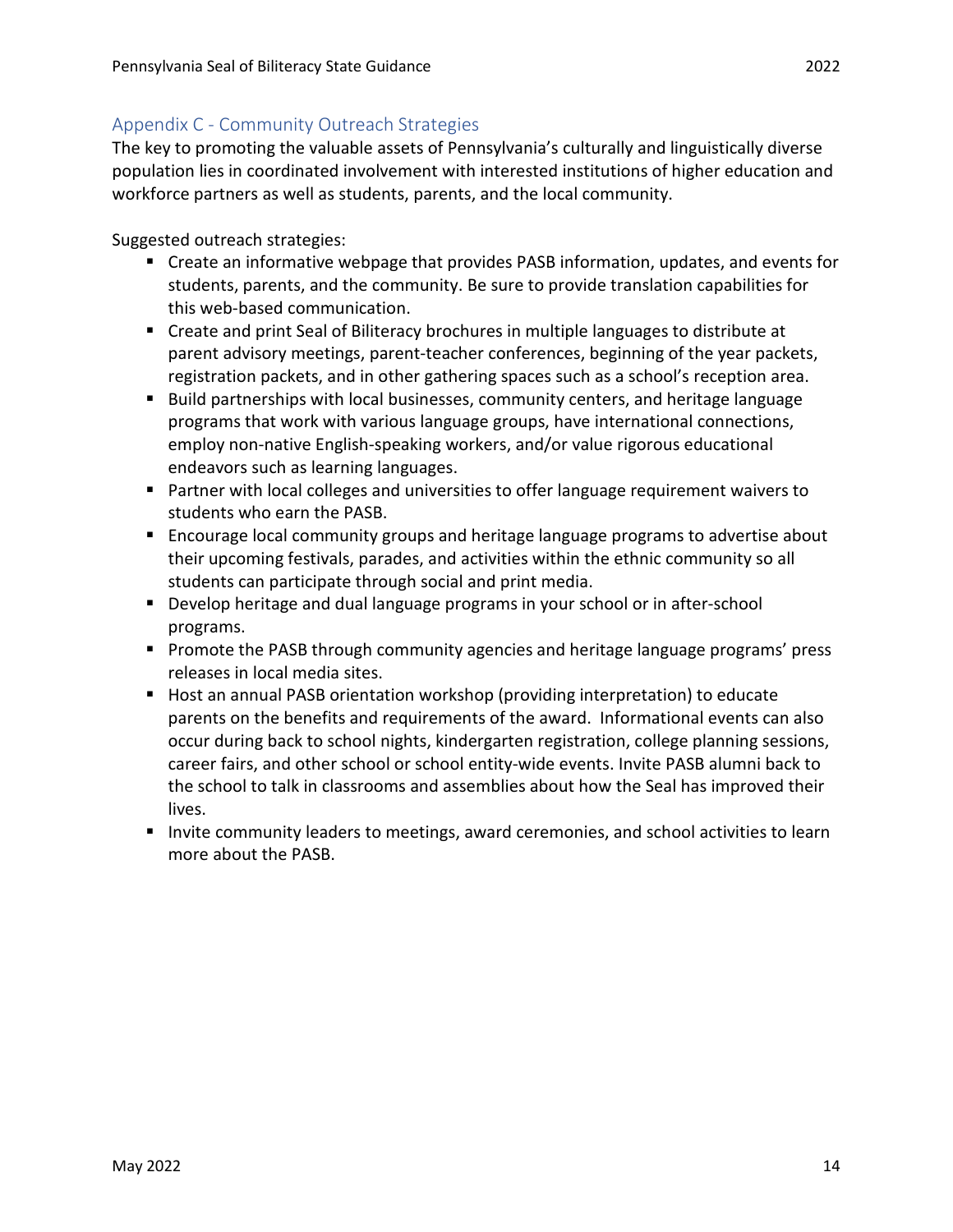## Appendix C - Community Outreach Strategies

The key to promoting the valuable assets of Pennsylvania's culturally and linguistically diverse population lies in coordinated involvement with interested institutions of higher education and workforce partners as well as students, parents, and the local community.

Suggested outreach strategies:

- Create an informative webpage that provides PASB information, updates, and events for students, parents, and the community. Be sure to provide translation capabilities for this web-based communication.
- Create and print Seal of Biliteracy brochures in multiple languages to distribute at parent advisory meetings, parent-teacher conferences, beginning of the year packets, registration packets, and in other gathering spaces such as a school's reception area.
- Build partnerships with local businesses, community centers, and heritage language programs that work with various language groups, have international connections, employ non-native English-speaking workers, and/or value rigorous educational endeavors such as learning languages.
- Partner with local colleges and universities to offer language requirement waivers to students who earn the PASB.
- Encourage local community groups and heritage language programs to advertise about their upcoming festivals, parades, and activities within the ethnic community so all students can participate through social and print media.
- Develop heritage and dual language programs in your school or in after-school programs.
- Promote the PASB through community agencies and heritage language programs' press releases in local media sites.
- Host an annual PASB orientation workshop (providing interpretation) to educate parents on the benefits and requirements of the award. Informational events can also occur during back to school nights, kindergarten registration, college planning sessions, career fairs, and other school or school entity-wide events. Invite PASB alumni back to the school to talk in classrooms and assemblies about how the Seal has improved their lives.
- Invite community leaders to meetings, award ceremonies, and school activities to learn more about the PASB.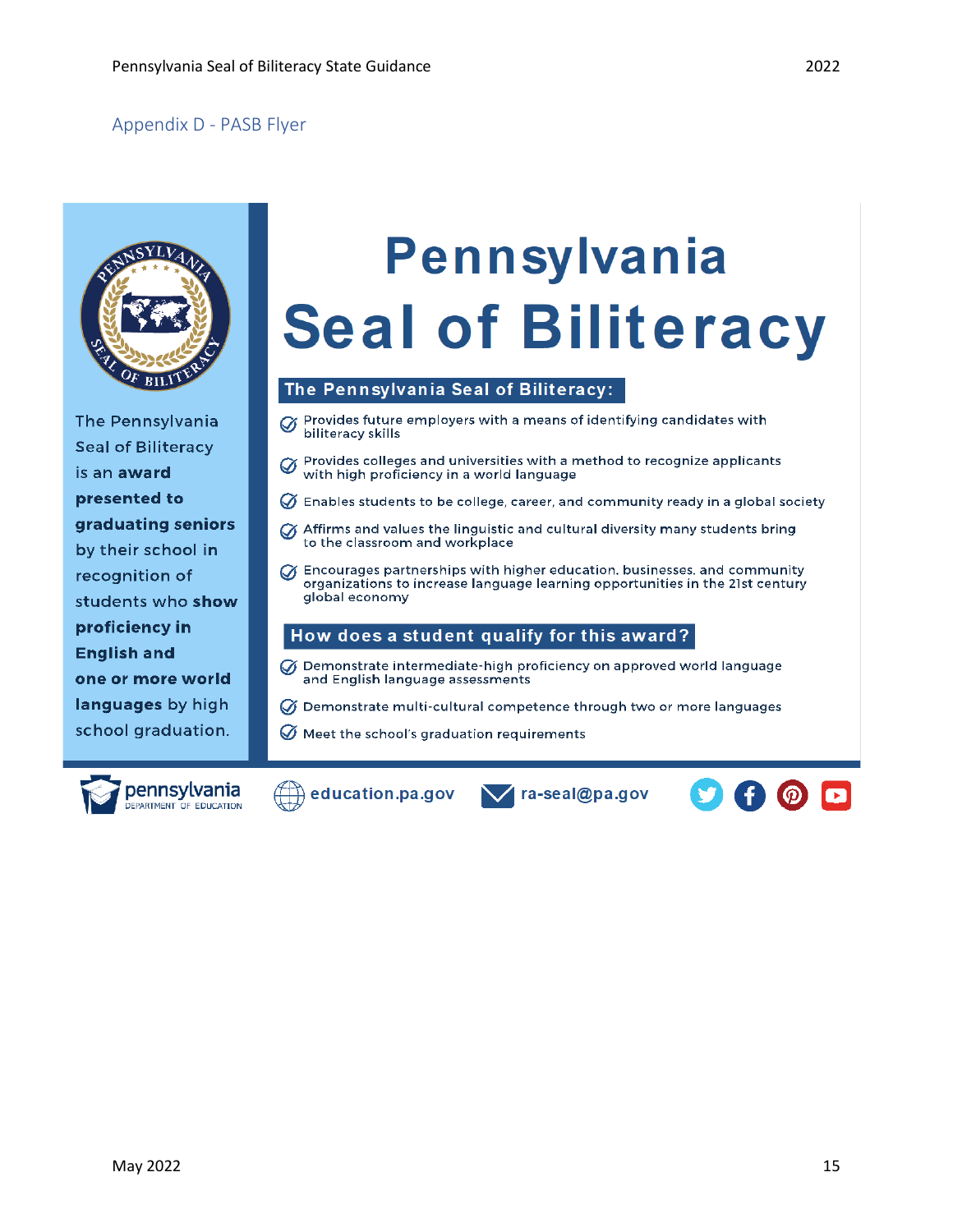## Appendix D - PASB Flyer

# Pennsylvania Seal of Biliteracy

The Pennsylvania Seal of Biliteracy is an award **presented to graduating seniors** by their school in recognition of students who **show proficiency in English and one or more world languages** by high school graduation.

### The Pennsylvania Seal of Biliteracy:

- Provides future employers with a means of identifying candidates with biliteracy skills
- Provides colleges and universities with a method to recognize applicants with high proficiency in a world language
- Enables students to be college, career, and community ready in a global society
- Affirms and values the linguistic and cultural diversity many students bring to the classroom and workplace
- Encourages partnerships with higher education, businesses, and community organizations to increase language learning opportunities in the 21st century global economy

### How does a student qualify for this award?

- Demonstrate intermediate-high proficiency on approved world language and English language assessments
- Demonstrate multi-cultural competence through two or more languages
- Meet the school's graduation requirements

pennsylvania DEPARTMENT OF EDUCATION | education.pa.gov | ra-seal@pa.gov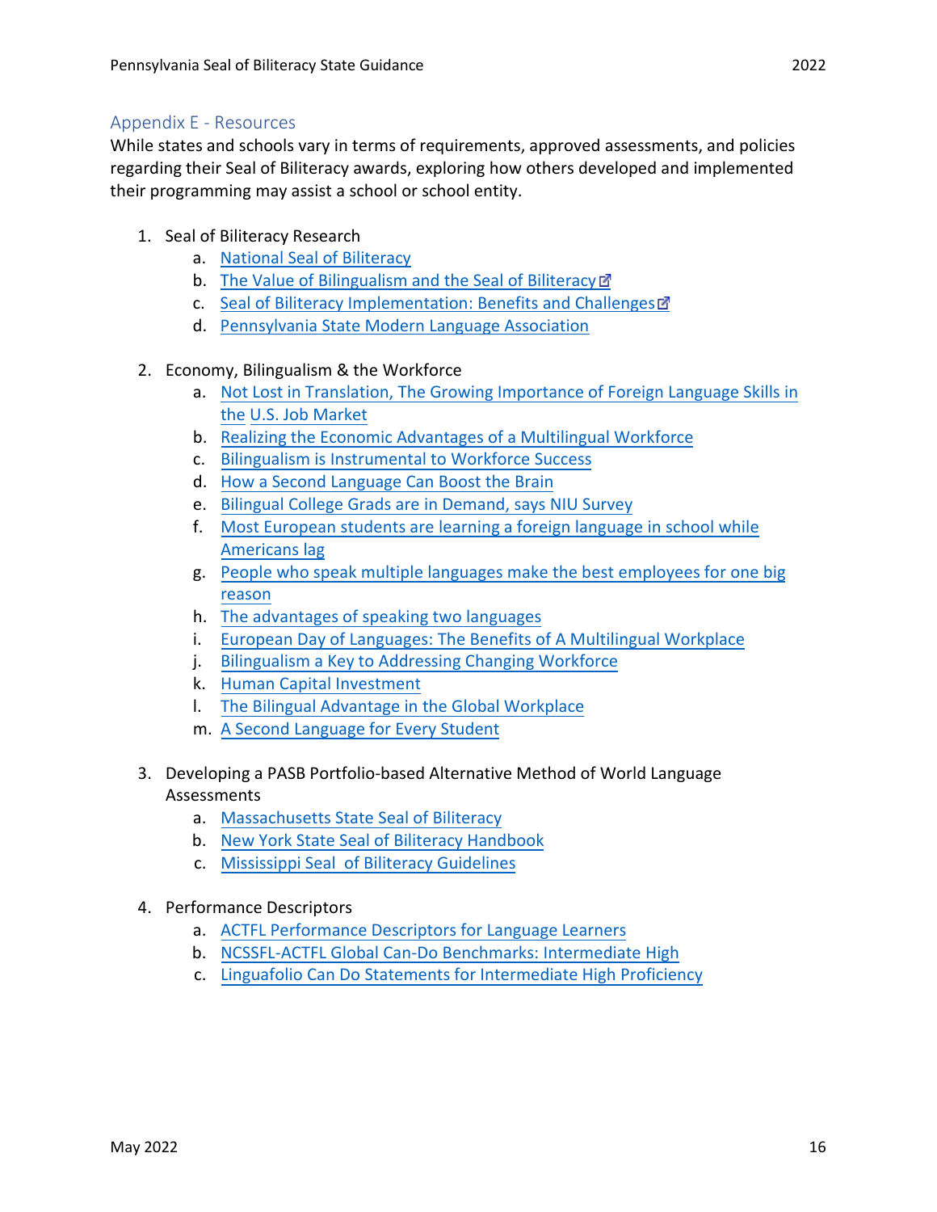## Appendix E - Resources

While states and schools vary in terms of requirements, approved assessments, and policies regarding their Seal of Biliteracy awards, exploring how others developed and implemented their programming may assist a school or school entity.

1. Seal of Biliteracy Research
   a. National Seal of Biliteracy
   b. The Value of Bilingualism and the Seal of Biliteracy
   c. Seal of Biliteracy Implementation: Benefits and Challenges
   d. Pennsylvania State Modern Language Association

2. Economy, Bilingualism & the Workforce
   a. Not Lost in Translation, The Growing Importance of Foreign Language Skills in the U.S. Job Market
   b. Realizing the Economic Advantages of a Multilingual Workforce
   c. Bilingualism is Instrumental to Workforce Success
   d. How a Second Language Can Boost the Brain
   e. Bilingual College Grads are in Demand, says NIU Survey
   f. Most European students are learning a foreign language in school while Americans lag
   g. People who speak multiple languages make the best employees for one big reason
   h. The advantages of speaking two languages
   i. European Day of Languages: The Benefits of A Multilingual Workplace
   j. Bilingualism a Key to Addressing Changing Workforce
   k. Human Capital Investment
   l. The Bilingual Advantage in the Global Workplace
   m. A Second Language for Every Student

3. Developing a PASB Portfolio-based Alternative Method of World Language Assessments
   a. Massachusetts State Seal of Biliteracy
   b. New York State Seal of Biliteracy Handbook
   c. Mississippi Seal of Biliteracy Guidelines

4. Performance Descriptors
   a. ACTFL Performance Descriptors for Language Learners
   b. NCSSFL-ACTFL Global Can-Do Benchmarks: Intermediate High
   c. Linguafolio Can Do Statements for Intermediate High Proficiency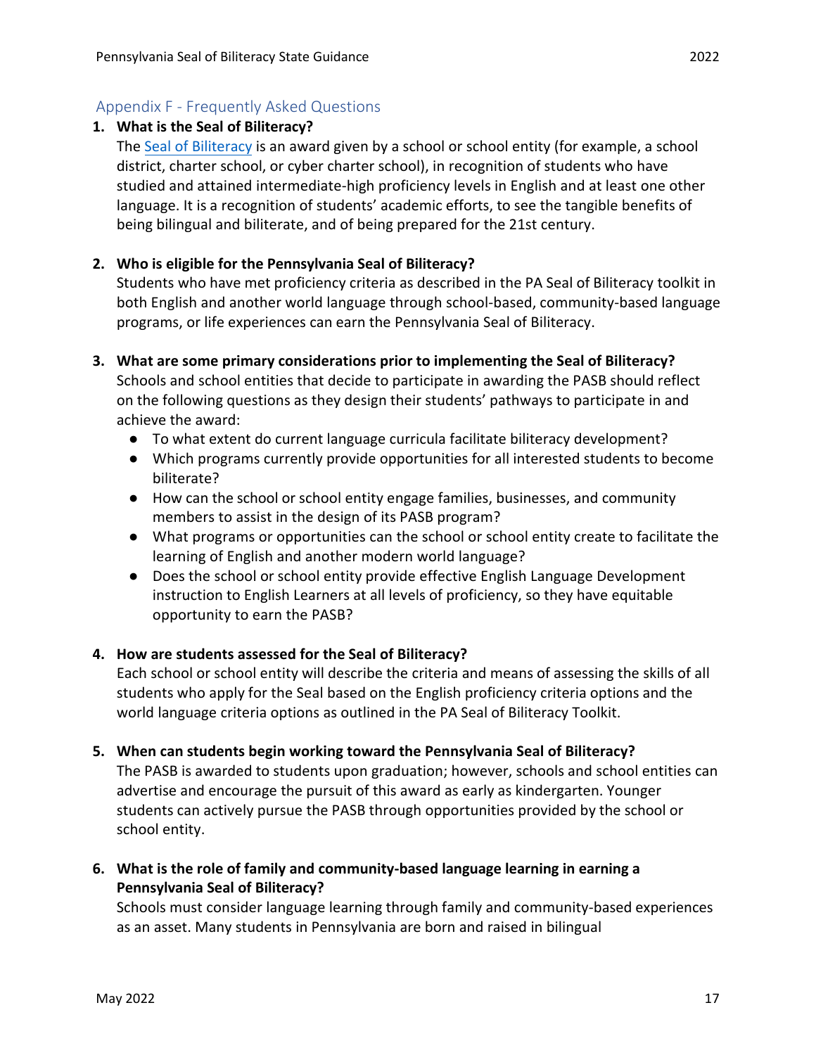## Appendix F - Frequently Asked Questions

1. **What is the Seal of Biliteracy?**
   The Seal of Biliteracy is an award given by a school or school entity (for example, a school district, charter school, or cyber charter school), in recognition of students who have studied and attained intermediate-high proficiency levels in English and at least one other language. It is a recognition of students' academic efforts, to see the tangible benefits of being bilingual and biliterate, and of being prepared for the 21st century.

2. **Who is eligible for the Pennsylvania Seal of Biliteracy?**
   Students who have met proficiency criteria as described in the PA Seal of Biliteracy toolkit in both English and another world language through school-based, community-based language programs, or life experiences can earn the Pennsylvania Seal of Biliteracy.

3. **What are some primary considerations prior to implementing the Seal of Biliteracy?**
   Schools and school entities that decide to participate in awarding the PASB should reflect on the following questions as they design their students' pathways to participate in and achieve the award:
   - To what extent do current language curricula facilitate biliteracy development?
   - Which programs currently provide opportunities for all interested students to become biliterate?
   - How can the school or school entity engage families, businesses, and community members to assist in the design of its PASB program?
   - What programs or opportunities can the school or school entity create to facilitate the learning of English and another modern world language?
   - Does the school or school entity provide effective English Language Development instruction to English Learners at all levels of proficiency, so they have equitable opportunity to earn the PASB?

4. **How are students assessed for the Seal of Biliteracy?**
   Each school or school entity will describe the criteria and means of assessing the skills of all students who apply for the Seal based on the English proficiency criteria options and the world language criteria options as outlined in the PA Seal of Biliteracy Toolkit.

5. **When can students begin working toward the Pennsylvania Seal of Biliteracy?**
   The PASB is awarded to students upon graduation; however, schools and school entities can advertise and encourage the pursuit of this award as early as kindergarten. Younger students can actively pursue the PASB through opportunities provided by the school or school entity.

6. **What is the role of family and community-based language learning in earning a Pennsylvania Seal of Biliteracy?**
   Schools must consider language learning through family and community-based experiences as an asset. Many students in Pennsylvania are born and raised in bilingual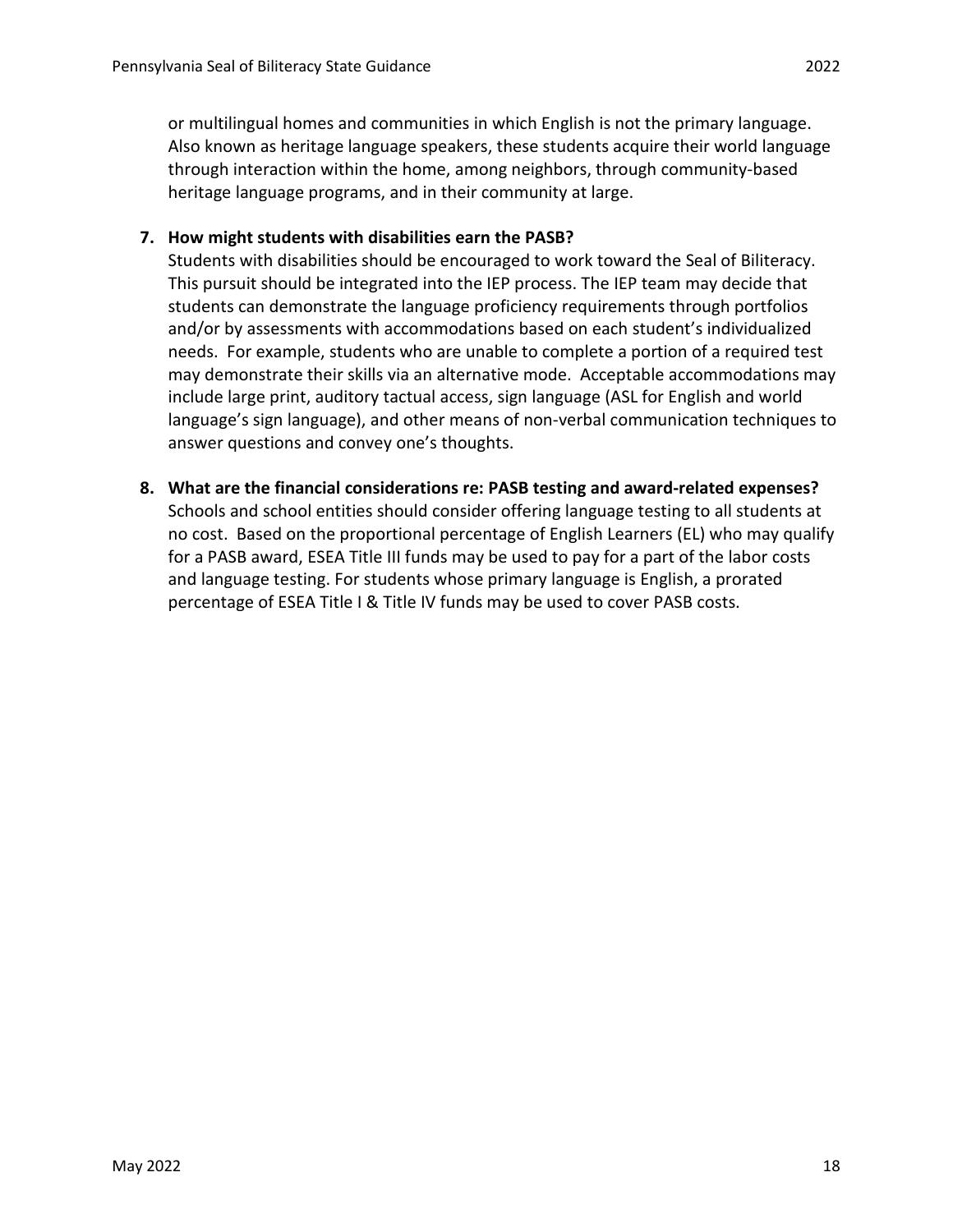or multilingual homes and communities in which English is not the primary language. Also known as heritage language speakers, these students acquire their world language through interaction within the home, among neighbors, through community-based heritage language programs, and in their community at large.

7. **How might students with disabilities earn the PASB?**
   Students with disabilities should be encouraged to work toward the Seal of Biliteracy. This pursuit should be integrated into the IEP process. The IEP team may decide that students can demonstrate the language proficiency requirements through portfolios and/or by assessments with accommodations based on each student's individualized needs. For example, students who are unable to complete a portion of a required test may demonstrate their skills via an alternative mode. Acceptable accommodations may include large print, auditory tactual access, sign language (ASL for English and world language's sign language), and other means of non-verbal communication techniques to answer questions and convey one's thoughts.

8. **What are the financial considerations re: PASB testing and award-related expenses?**
   Schools and school entities should consider offering language testing to all students at no cost. Based on the proportional percentage of English Learners (EL) who may qualify for a PASB award, ESEA Title III funds may be used to pay for a part of the labor costs and language testing. For students whose primary language is English, a prorated percentage of ESEA Title I & Title IV funds may be used to cover PASB costs.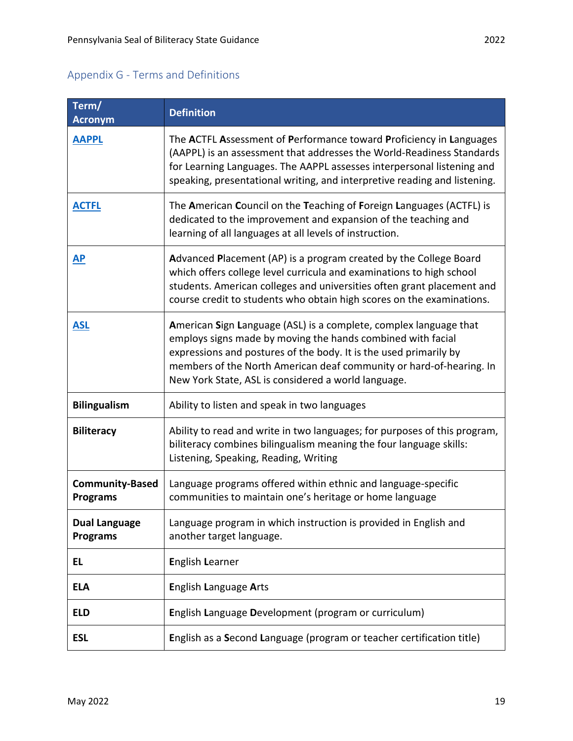## Appendix G - Terms and Definitions

| Term/ Acronym | Definition |
|---|---|
| **AAPPL** | The **A**CTFL **A**ssessment of **P**erformance toward **P**roficiency in **L**anguages (AAPPL) is an assessment that addresses the World-Readiness Standards for Learning Languages. The AAPPL assesses interpersonal listening and speaking, presentational writing, and interpretive reading and listening. |
| **ACTFL** | The **A**merican **C**ouncil on the **T**eaching of **F**oreign **L**anguages (ACTFL) is dedicated to the improvement and expansion of the teaching and learning of all languages at all levels of instruction. |
| **AP** | **A**dvanced **P**lacement (AP) is a program created by the College Board which offers college level curricula and examinations to high school students. American colleges and universities often grant placement and course credit to students who obtain high scores on the examinations. |
| **ASL** | **A**merican **S**ign **L**anguage (ASL) is a complete, complex language that employs signs made by moving the hands combined with facial expressions and postures of the body. It is the used primarily by members of the North American deaf community or hard-of-hearing. In New York State, ASL is considered a world language. |
| **Bilingualism** | Ability to listen and speak in two languages |
| **Biliteracy** | Ability to read and write in two languages; for purposes of this program, biliteracy combines bilingualism meaning the four language skills: Listening, Speaking, Reading, Writing |
| **Community-Based Programs** | Language programs offered within ethnic and language-specific communities to maintain one's heritage or home language |
| **Dual Language Programs** | Language program in which instruction is provided in English and another target language. |
| **EL** | **E**nglish **L**earner |
| **ELA** | **E**nglish **L**anguage **A**rts |
| **ELD** | **E**nglish **L**anguage **D**evelopment (program or curriculum) |
| **ESL** | **E**nglish as a **S**econd **L**anguage (program or teacher certification title) |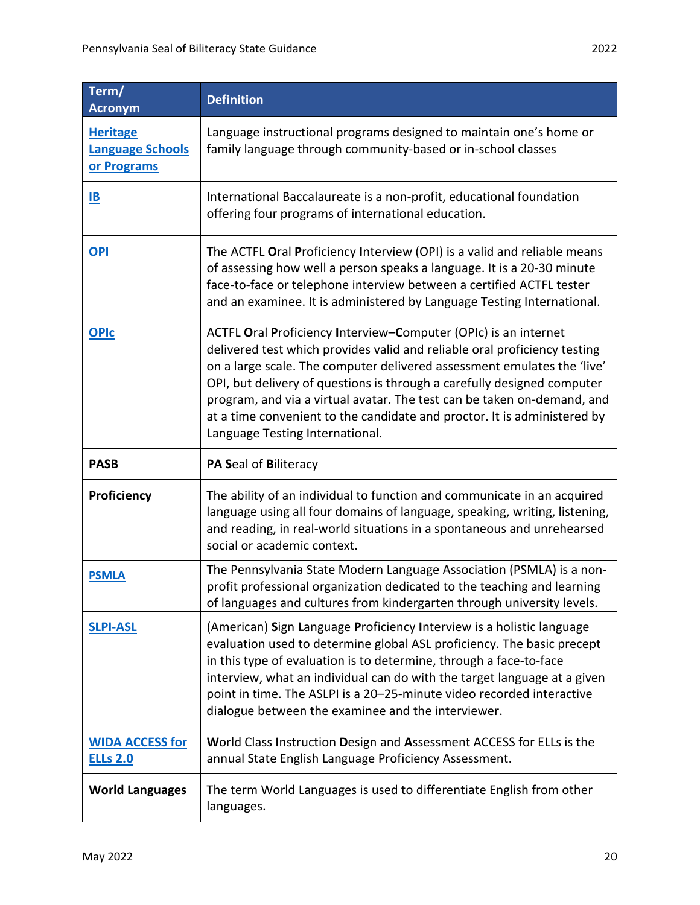| Term/ Acronym | Definition |
|---|---|
| Heritage Language Schools or Programs | Language instructional programs designed to maintain one's home or family language through community-based or in-school classes |
| IB | International Baccalaureate is a non-profit, educational foundation offering four programs of international education. |
| OPI | The ACTFL **O**ral **P**roficiency **I**nterview (OPI) is a valid and reliable means of assessing how well a person speaks a language. It is a 20-30 minute face-to-face or telephone interview between a certified ACTFL tester and an examinee. It is administered by Language Testing International. |
| OPIc | ACTFL **O**ral **P**roficiency **I**nterview–**C**omputer (OPIc) is an internet delivered test which provides valid and reliable oral proficiency testing on a large scale. The computer delivered assessment emulates the 'live' OPI, but delivery of questions is through a carefully designed computer program, and via a virtual avatar. The test can be taken on-demand, and at a time convenient to the candidate and proctor. It is administered by Language Testing International. |
| **PASB** | **PA S**eal of **B**iliteracy |
| **Proficiency** | The ability of an individual to function and communicate in an acquired language using all four domains of language, speaking, writing, listening, and reading, in real-world situations in a spontaneous and unrehearsed social or academic context. |
| PSMLA | The Pennsylvania State Modern Language Association (PSMLA) is a non-profit professional organization dedicated to the teaching and learning of languages and cultures from kindergarten through university levels. |
| SLPI-ASL | (American) **S**ign **L**anguage **P**roficiency **I**nterview is a holistic language evaluation used to determine global ASL proficiency. The basic precept in this type of evaluation is to determine, through a face-to-face interview, what an individual can do with the target language at a given point in time. The ASLPI is a 20–25-minute video recorded interactive dialogue between the examinee and the interviewer. |
| WIDA ACCESS for ELLs 2.0 | **W**orld Class **I**nstruction **D**esign and **A**ssessment ACCESS for ELLs is the annual State English Language Proficiency Assessment. |
| **World Languages** | The term World Languages is used to differentiate English from other languages. |